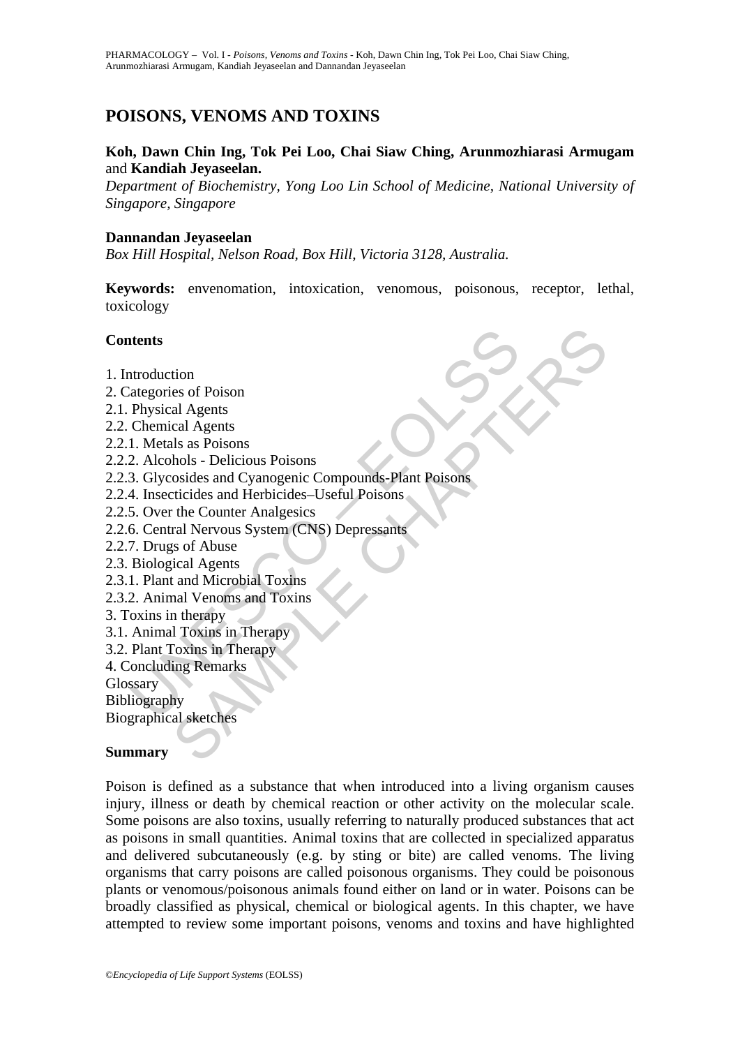# POISONS, VENOMS AND TOXINS

**Koh, Dawn Chin Ing, Tok Pei Loo, Chai Siaw Ching, Arunmozhiarasi Armugam** and **Kandiah Jeyaseelan.**

*Department of Biochemistry, Yong Loo Lin School of Medicine, National University of Singapore, Singapore*

**Dannandan Jeyaseelan**

*Box Hill Hospital, Nelson Road, Box Hill, Victoria 3128, Australia.*

**Keywords:** envenomation, intoxication, venomous, poisonous, receptor, lethal, toxicology

## Contents

1. Introduction
2. Categories of Poison
2.1. Physical Agents
2.2. Chemical Agents
2.2.1. Metals as Poisons
2.2.2. Alcohols - Delicious Poisons
2.2.3. Glycosides and Cyanogenic Compounds-Plant Poisons
2.2.4. Insecticides and Herbicides–Useful Poisons
2.2.5. Over the Counter Analgesics
2.2.6. Central Nervous System (CNS) Depressants
2.2.7. Drugs of Abuse
2.3. Biological Agents
2.3.1. Plant and Microbial Toxins
2.3.2. Animal Venoms and Toxins
3. Toxins in therapy
3.1. Animal Toxins in Therapy
3.2. Plant Toxins in Therapy
4. Concluding Remarks

Glossary

Bibliography

Biographical sketches

## Summary

Poison is defined as a substance that when introduced into a living organism causes injury, illness or death by chemical reaction or other activity on the molecular scale. Some poisons are also toxins, usually referring to naturally produced substances that act as poisons in small quantities. Animal toxins that are collected in specialized apparatus and delivered subcutaneously (e.g. by sting or bite) are called venoms. The living organisms that carry poisons are called poisonous organisms. They could be poisonous plants or venomous/poisonous animals found either on land or in water. Poisons can be broadly classified as physical, chemical or biological agents. In this chapter, we have attempted to review some important poisons, venoms and toxins and have highlighted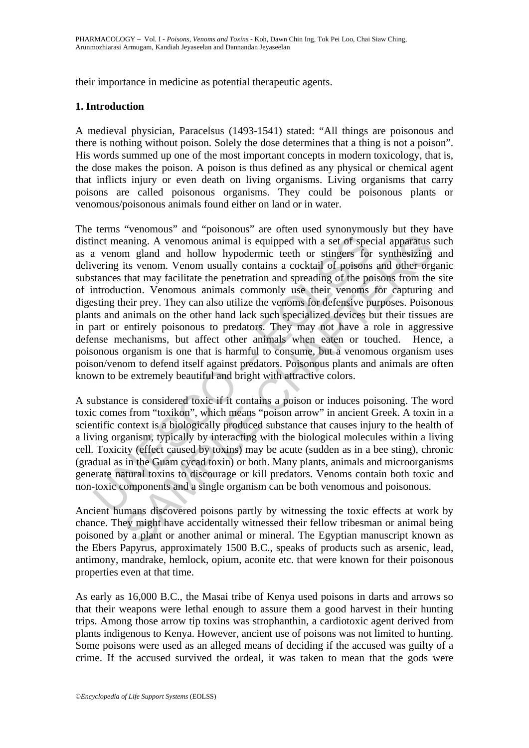their importance in medicine as potential therapeutic agents.

## 1. Introduction

A medieval physician, Paracelsus (1493-1541) stated: "All things are poisonous and there is nothing without poison. Solely the dose determines that a thing is not a poison". His words summed up one of the most important concepts in modern toxicology, that is, the dose makes the poison. A poison is thus defined as any physical or chemical agent that inflicts injury or even death on living organisms. Living organisms that carry poisons are called poisonous organisms. They could be poisonous plants or venomous/poisonous animals found either on land or in water.

The terms "venomous" and "poisonous" are often used synonymously but they have distinct meaning. A venomous animal is equipped with a set of special apparatus such as a venom gland and hollow hypodermic teeth or stingers for synthesizing and delivering its venom. Venom usually contains a cocktail of poisons and other organic substances that may facilitate the penetration and spreading of the poisons from the site of introduction. Venomous animals commonly use their venoms for capturing and digesting their prey. They can also utilize the venoms for defensive purposes. Poisonous plants and animals on the other hand lack such specialized devices but their tissues are in part or entirely poisonous to predators. They may not have a role in aggressive defense mechanisms, but affect other animals when eaten or touched. Hence, a poisonous organism is one that is harmful to consume, but a venomous organism uses poison/venom to defend itself against predators. Poisonous plants and animals are often known to be extremely beautiful and bright with attractive colors.

A substance is considered toxic if it contains a poison or induces poisoning. The word toxic comes from "toxikon", which means "poison arrow" in ancient Greek. A toxin in a scientific context is a biologically produced substance that causes injury to the health of a living organism, typically by interacting with the biological molecules within a living cell. Toxicity (effect caused by toxins) may be acute (sudden as in a bee sting), chronic (gradual as in the Guam cycad toxin) or both. Many plants, animals and microorganisms generate natural toxins to discourage or kill predators. Venoms contain both toxic and non-toxic components and a single organism can be both venomous and poisonous.

Ancient humans discovered poisons partly by witnessing the toxic effects at work by chance. They might have accidentally witnessed their fellow tribesman or animal being poisoned by a plant or another animal or mineral. The Egyptian manuscript known as the Ebers Papyrus, approximately 1500 B.C., speaks of products such as arsenic, lead, antimony, mandrake, hemlock, opium, aconite etc. that were known for their poisonous properties even at that time.

As early as 16,000 B.C., the Masai tribe of Kenya used poisons in darts and arrows so that their weapons were lethal enough to assure them a good harvest in their hunting trips. Among those arrow tip toxins was strophanthin, a cardiotoxic agent derived from plants indigenous to Kenya. However, ancient use of poisons was not limited to hunting. Some poisons were used as an alleged means of deciding if the accused was guilty of a crime. If the accused survived the ordeal, it was taken to mean that the gods were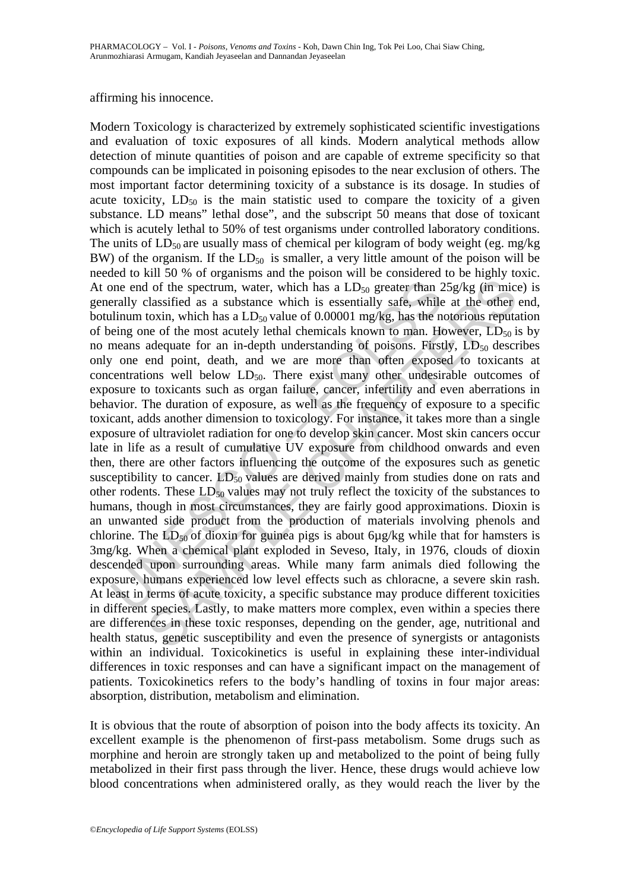affirming his innocence.

Modern Toxicology is characterized by extremely sophisticated scientific investigations and evaluation of toxic exposures of all kinds. Modern analytical methods allow detection of minute quantities of poison and are capable of extreme specificity so that compounds can be implicated in poisoning episodes to the near exclusion of others. The most important factor determining toxicity of a substance is its dosage. In studies of acute toxicity, $LD_{50}$ is the main statistic used to compare the toxicity of a given substance. LD means" lethal dose", and the subscript 50 means that dose of toxicant which is acutely lethal to 50% of test organisms under controlled laboratory conditions. The units of $LD_{50}$ are usually mass of chemical per kilogram of body weight (eg. mg/kg BW) of the organism. If the $LD_{50}$ is smaller, a very little amount of the poison will be needed to kill 50 % of organisms and the poison will be considered to be highly toxic. At one end of the spectrum, water, which has a $LD_{50}$ greater than 25g/kg (in mice) is generally classified as a substance which is essentially safe, while at the other end, botulinum toxin, which has a $LD_{50}$ value of 0.00001 mg/kg, has the notorious reputation of being one of the most acutely lethal chemicals known to man. However, $LD_{50}$ is by no means adequate for an in-depth understanding of poisons. Firstly, $LD_{50}$ describes only one end point, death, and we are more than often exposed to toxicants at concentrations well below $LD_{50}$. There exist many other undesirable outcomes of exposure to toxicants such as organ failure, cancer, infertility and even aberrations in behavior. The duration of exposure, as well as the frequency of exposure to a specific toxicant, adds another dimension to toxicology. For instance, it takes more than a single exposure of ultraviolet radiation for one to develop skin cancer. Most skin cancers occur late in life as a result of cumulative UV exposure from childhood onwards and even then, there are other factors influencing the outcome of the exposures such as genetic susceptibility to cancer. $LD_{50}$ values are derived mainly from studies done on rats and other rodents. These $LD_{50}$ values may not truly reflect the toxicity of the substances to humans, though in most circumstances, they are fairly good approximations. Dioxin is an unwanted side product from the production of materials involving phenols and chlorine. The $LD_{50}$ of dioxin for guinea pigs is about 6µg/kg while that for hamsters is 3mg/kg. When a chemical plant exploded in Seveso, Italy, in 1976, clouds of dioxin descended upon surrounding areas. While many farm animals died following the exposure, humans experienced low level effects such as chloracne, a severe skin rash. At least in terms of acute toxicity, a specific substance may produce different toxicities in different species. Lastly, to make matters more complex, even within a species there are differences in these toxic responses, depending on the gender, age, nutritional and health status, genetic susceptibility and even the presence of synergists or antagonists within an individual. Toxicokinetics is useful in explaining these inter-individual differences in toxic responses and can have a significant impact on the management of patients. Toxicokinetics refers to the body's handling of toxins in four major areas: absorption, distribution, metabolism and elimination.

It is obvious that the route of absorption of poison into the body affects its toxicity. An excellent example is the phenomenon of first-pass metabolism. Some drugs such as morphine and heroin are strongly taken up and metabolized to the point of being fully metabolized in their first pass through the liver. Hence, these drugs would achieve low blood concentrations when administered orally, as they would reach the liver by the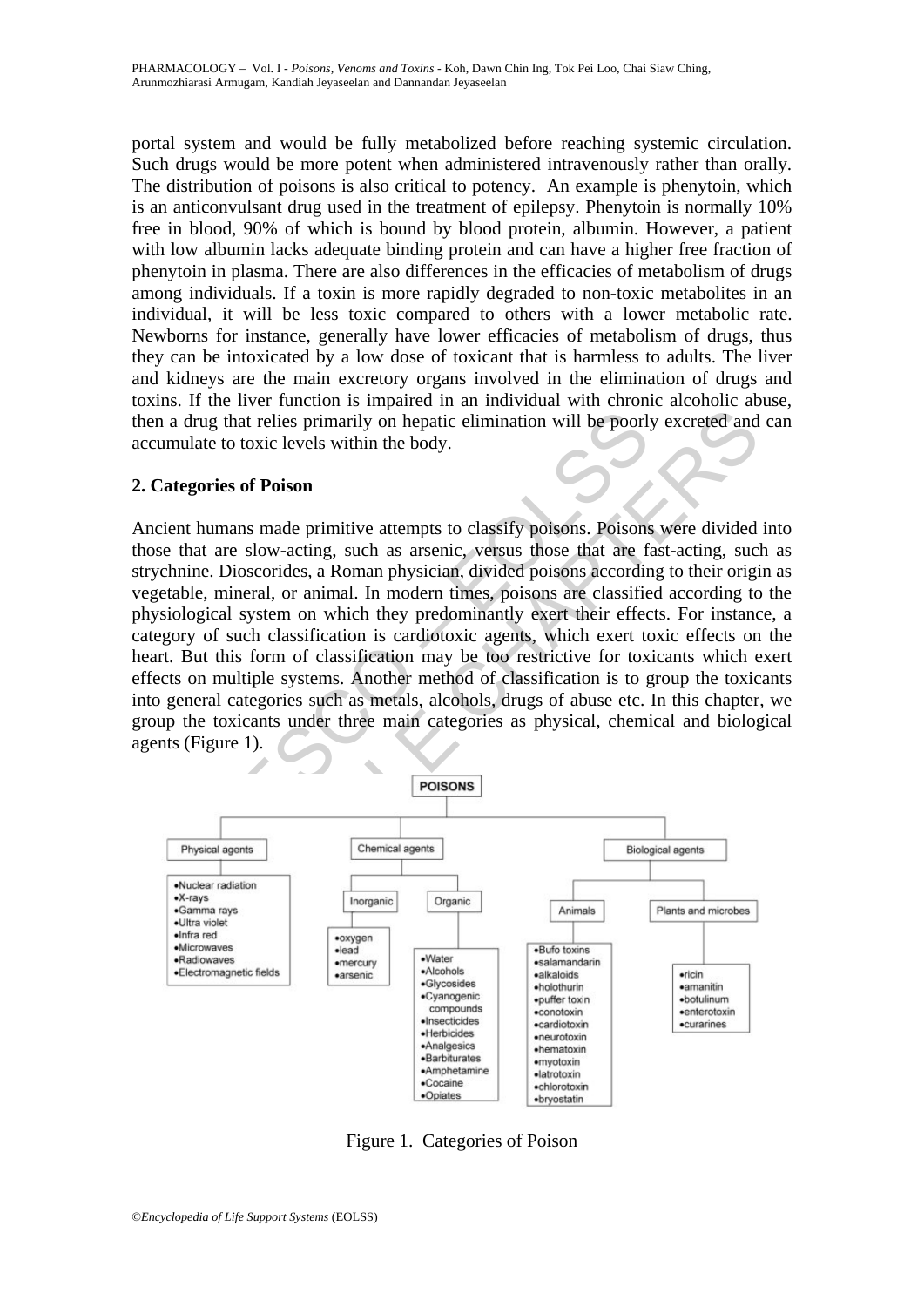portal system and would be fully metabolized before reaching systemic circulation. Such drugs would be more potent when administered intravenously rather than orally. The distribution of poisons is also critical to potency. An example is phenytoin, which is an anticonvulsant drug used in the treatment of epilepsy. Phenytoin is normally 10% free in blood, 90% of which is bound by blood protein, albumin. However, a patient with low albumin lacks adequate binding protein and can have a higher free fraction of phenytoin in plasma. There are also differences in the efficacies of metabolism of drugs among individuals. If a toxin is more rapidly degraded to non-toxic metabolites in an individual, it will be less toxic compared to others with a lower metabolic rate. Newborns for instance, generally have lower efficacies of metabolism of drugs, thus they can be intoxicated by a low dose of toxicant that is harmless to adults. The liver and kidneys are the main excretory organs involved in the elimination of drugs and toxins. If the liver function is impaired in an individual with chronic alcoholic abuse, then a drug that relies primarily on hepatic elimination will be poorly excreted and can accumulate to toxic levels within the body.

## 2. Categories of Poison

Ancient humans made primitive attempts to classify poisons. Poisons were divided into those that are slow-acting, such as arsenic, versus those that are fast-acting, such as strychnine. Dioscorides, a Roman physician, divided poisons according to their origin as vegetable, mineral, or animal. In modern times, poisons are classified according to the physiological system on which they predominantly exert their effects. For instance, a category of such classification is cardiotoxic agents, which exert toxic effects on the heart. But this form of classification may be too restrictive for toxicants which exert effects on multiple systems. Another method of classification is to group the toxicants into general categories such as metals, alcohols, drugs of abuse etc. In this chapter, we group the toxicants under three main categories as physical, chemical and biological agents (Figure 1).

**POISONS**

- Physical agents
  - Nuclear radiation
  - X-rays
  - Gamma rays
  - Ultra violet
  - Infra red
  - Microwaves
  - Radiowaves
  - Electromagnetic fields
- Chemical agents
  - Inorganic
    - oxygen
    - lead
    - mercury
    - arsenic
  - Organic
    - Water
    - Alcohols
    - Glycosides
    - Cyanogenic compounds
    - Insecticides
    - Herbicides
    - Analgesics
    - Barbiturates
    - Amphetamine
    - Cocaine
    - Opiates
- Biological agents
  - Animals
    - Bufo toxins
    - salamandarin
    - alkaloids
    - holothurin
    - puffer toxin
    - conotoxin
    - cardiotoxin
    - neurotoxin
    - hematoxin
    - myotoxin
    - latrotoxin
    - chlorotoxin
    - bryostatin
  - Plants and microbes
    - ricin
    - amanitin
    - botulinum
    - enterotoxin
    - curarines

Figure 1. Categories of Poison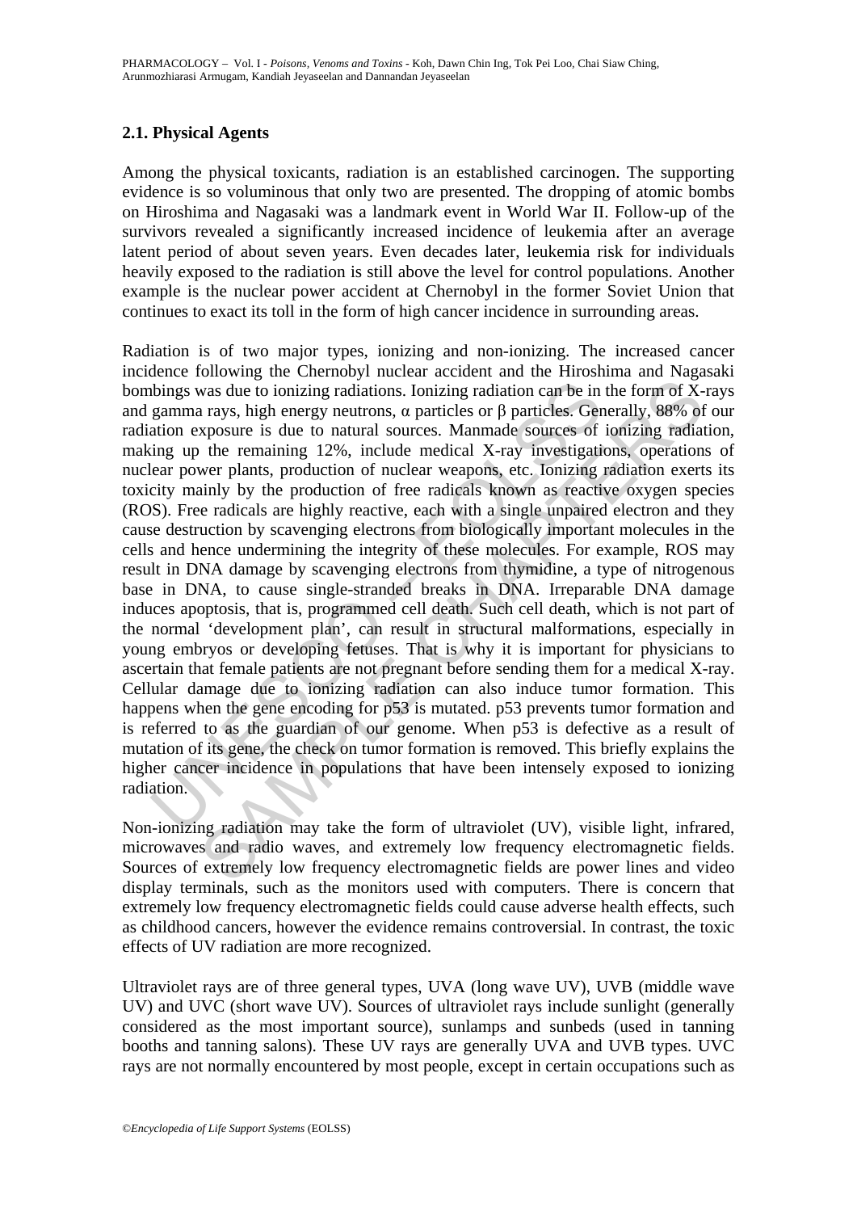### 2.1. Physical Agents

Among the physical toxicants, radiation is an established carcinogen. The supporting evidence is so voluminous that only two are presented. The dropping of atomic bombs on Hiroshima and Nagasaki was a landmark event in World War II. Follow-up of the survivors revealed a significantly increased incidence of leukemia after an average latent period of about seven years. Even decades later, leukemia risk for individuals heavily exposed to the radiation is still above the level for control populations. Another example is the nuclear power accident at Chernobyl in the former Soviet Union that continues to exact its toll in the form of high cancer incidence in surrounding areas.

Radiation is of two major types, ionizing and non-ionizing. The increased cancer incidence following the Chernobyl nuclear accident and the Hiroshima and Nagasaki bombings was due to ionizing radiations. Ionizing radiation can be in the form of X-rays and gamma rays, high energy neutrons, α particles or β particles. Generally, 88% of our radiation exposure is due to natural sources. Manmade sources of ionizing radiation, making up the remaining 12%, include medical X-ray investigations, operations of nuclear power plants, production of nuclear weapons, etc. Ionizing radiation exerts its toxicity mainly by the production of free radicals known as reactive oxygen species (ROS). Free radicals are highly reactive, each with a single unpaired electron and they cause destruction by scavenging electrons from biologically important molecules in the cells and hence undermining the integrity of these molecules. For example, ROS may result in DNA damage by scavenging electrons from thymidine, a type of nitrogenous base in DNA, to cause single-stranded breaks in DNA. Irreparable DNA damage induces apoptosis, that is, programmed cell death. Such cell death, which is not part of the normal 'development plan', can result in structural malformations, especially in young embryos or developing fetuses. That is why it is important for physicians to ascertain that female patients are not pregnant before sending them for a medical X-ray. Cellular damage due to ionizing radiation can also induce tumor formation. This happens when the gene encoding for p53 is mutated. p53 prevents tumor formation and is referred to as the guardian of our genome. When p53 is defective as a result of mutation of its gene, the check on tumor formation is removed. This briefly explains the higher cancer incidence in populations that have been intensely exposed to ionizing radiation.

Non-ionizing radiation may take the form of ultraviolet (UV), visible light, infrared, microwaves and radio waves, and extremely low frequency electromagnetic fields. Sources of extremely low frequency electromagnetic fields are power lines and video display terminals, such as the monitors used with computers. There is concern that extremely low frequency electromagnetic fields could cause adverse health effects, such as childhood cancers, however the evidence remains controversial. In contrast, the toxic effects of UV radiation are more recognized.

Ultraviolet rays are of three general types, UVA (long wave UV), UVB (middle wave UV) and UVC (short wave UV). Sources of ultraviolet rays include sunlight (generally considered as the most important source), sunlamps and sunbeds (used in tanning booths and tanning salons). These UV rays are generally UVA and UVB types. UVC rays are not normally encountered by most people, except in certain occupations such as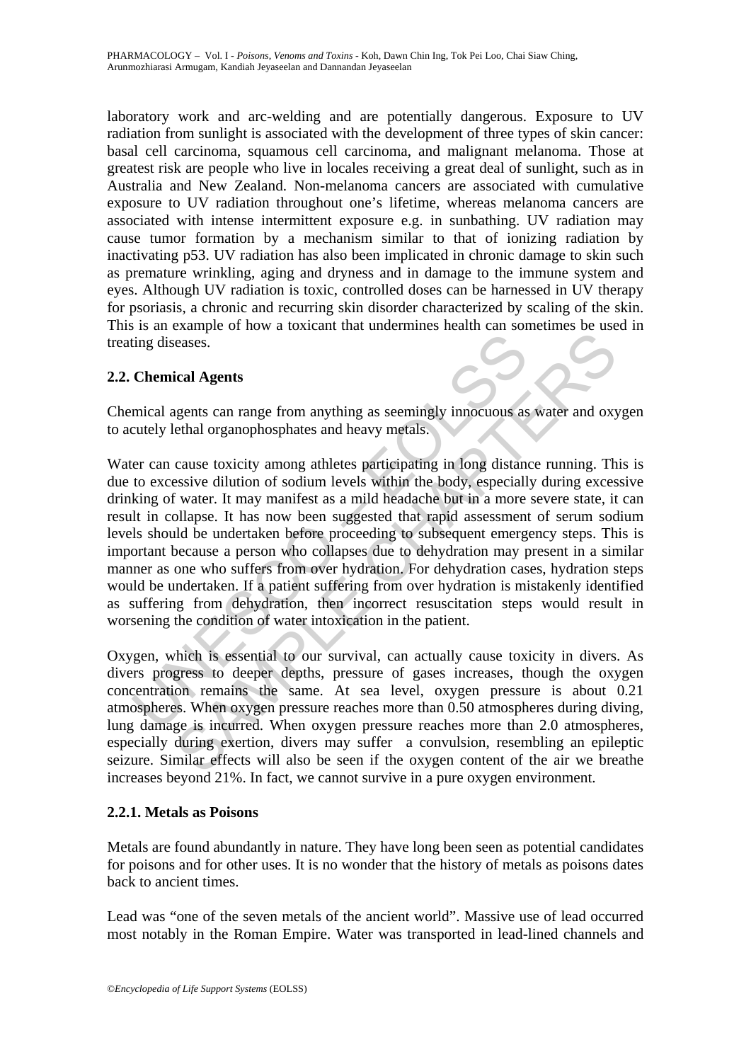laboratory work and arc-welding and are potentially dangerous. Exposure to UV radiation from sunlight is associated with the development of three types of skin cancer: basal cell carcinoma, squamous cell carcinoma, and malignant melanoma. Those at greatest risk are people who live in locales receiving a great deal of sunlight, such as in Australia and New Zealand. Non-melanoma cancers are associated with cumulative exposure to UV radiation throughout one's lifetime, whereas melanoma cancers are associated with intense intermittent exposure e.g. in sunbathing. UV radiation may cause tumor formation by a mechanism similar to that of ionizing radiation by inactivating p53. UV radiation has also been implicated in chronic damage to skin such as premature wrinkling, aging and dryness and in damage to the immune system and eyes. Although UV radiation is toxic, controlled doses can be harnessed in UV therapy for psoriasis, a chronic and recurring skin disorder characterized by scaling of the skin. This is an example of how a toxicant that undermines health can sometimes be used in treating diseases.

### 2.2. Chemical Agents

Chemical agents can range from anything as seemingly innocuous as water and oxygen to acutely lethal organophosphates and heavy metals.

Water can cause toxicity among athletes participating in long distance running. This is due to excessive dilution of sodium levels within the body, especially during excessive drinking of water. It may manifest as a mild headache but in a more severe state, it can result in collapse. It has now been suggested that rapid assessment of serum sodium levels should be undertaken before proceeding to subsequent emergency steps. This is important because a person who collapses due to dehydration may present in a similar manner as one who suffers from over hydration. For dehydration cases, hydration steps would be undertaken. If a patient suffering from over hydration is mistakenly identified as suffering from dehydration, then incorrect resuscitation steps would result in worsening the condition of water intoxication in the patient.

Oxygen, which is essential to our survival, can actually cause toxicity in divers. As divers progress to deeper depths, pressure of gases increases, though the oxygen concentration remains the same. At sea level, oxygen pressure is about 0.21 atmospheres. When oxygen pressure reaches more than 0.50 atmospheres during diving, lung damage is incurred. When oxygen pressure reaches more than 2.0 atmospheres, especially during exertion, divers may suffer a convulsion, resembling an epileptic seizure. Similar effects will also be seen if the oxygen content of the air we breathe increases beyond 21%. In fact, we cannot survive in a pure oxygen environment.

#### 2.2.1. Metals as Poisons

Metals are found abundantly in nature. They have long been seen as potential candidates for poisons and for other uses. It is no wonder that the history of metals as poisons dates back to ancient times.

Lead was "one of the seven metals of the ancient world". Massive use of lead occurred most notably in the Roman Empire. Water was transported in lead-lined channels and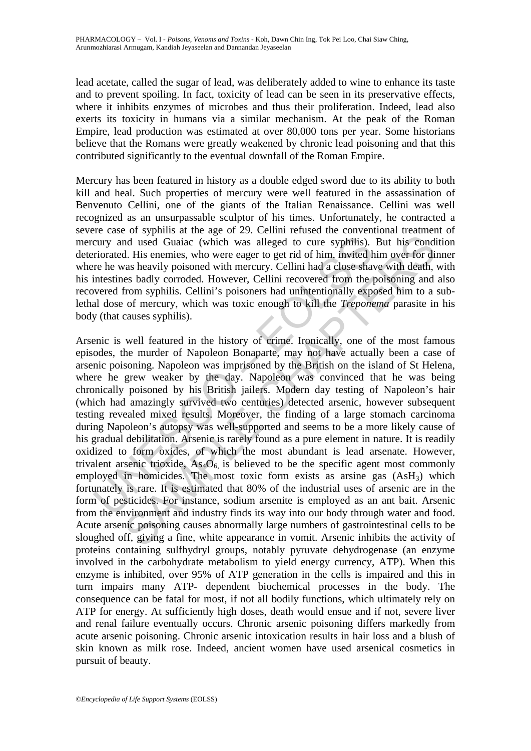lead acetate, called the sugar of lead, was deliberately added to wine to enhance its taste and to prevent spoiling. In fact, toxicity of lead can be seen in its preservative effects, where it inhibits enzymes of microbes and thus their proliferation. Indeed, lead also exerts its toxicity in humans via a similar mechanism. At the peak of the Roman Empire, lead production was estimated at over 80,000 tons per year. Some historians believe that the Romans were greatly weakened by chronic lead poisoning and that this contributed significantly to the eventual downfall of the Roman Empire.

Mercury has been featured in history as a double edged sword due to its ability to both kill and heal. Such properties of mercury were well featured in the assassination of Benvenuto Cellini, one of the giants of the Italian Renaissance. Cellini was well recognized as an unsurpassable sculptor of his times. Unfortunately, he contracted a severe case of syphilis at the age of 29. Cellini refused the conventional treatment of mercury and used Guaiac (which was alleged to cure syphilis). But his condition deteriorated. His enemies, who were eager to get rid of him, invited him over for dinner where he was heavily poisoned with mercury. Cellini had a close shave with death, with his intestines badly corroded. However, Cellini recovered from the poisoning and also recovered from syphilis. Cellini's poisoners had unintentionally exposed him to a sub-lethal dose of mercury, which was toxic enough to kill the *Treponema* parasite in his body (that causes syphilis).

Arsenic is well featured in the history of crime. Ironically, one of the most famous episodes, the murder of Napoleon Bonaparte, may not have actually been a case of arsenic poisoning. Napoleon was imprisoned by the British on the island of St Helena, where he grew weaker by the day. Napoleon was convinced that he was being chronically poisoned by his British jailers. Modern day testing of Napoleon's hair (which had amazingly survived two centuries) detected arsenic, however subsequent testing revealed mixed results. Moreover, the finding of a large stomach carcinoma during Napoleon's autopsy was well-supported and seems to be a more likely cause of his gradual debilitation. Arsenic is rarely found as a pure element in nature. It is readily oxidized to form oxides, of which the most abundant is lead arsenate. However, trivalent arsenic trioxide, $As_4O_6$, is believed to be the specific agent most commonly employed in homicides. The most toxic form exists as arsine gas ($AsH_3$) which fortunately is rare. It is estimated that 80% of the industrial uses of arsenic are in the form of pesticides. For instance, sodium arsenite is employed as an ant bait. Arsenic from the environment and industry finds its way into our body through water and food. Acute arsenic poisoning causes abnormally large numbers of gastrointestinal cells to be sloughed off, giving a fine, white appearance in vomit. Arsenic inhibits the activity of proteins containing sulfhydryl groups, notably pyruvate dehydrogenase (an enzyme involved in the carbohydrate metabolism to yield energy currency, ATP). When this enzyme is inhibited, over 95% of ATP generation in the cells is impaired and this in turn impairs many ATP- dependent biochemical processes in the body. The consequence can be fatal for most, if not all bodily functions, which ultimately rely on ATP for energy. At sufficiently high doses, death would ensue and if not, severe liver and renal failure eventually occurs. Chronic arsenic poisoning differs markedly from acute arsenic poisoning. Chronic arsenic intoxication results in hair loss and a blush of skin known as milk rose. Indeed, ancient women have used arsenical cosmetics in pursuit of beauty.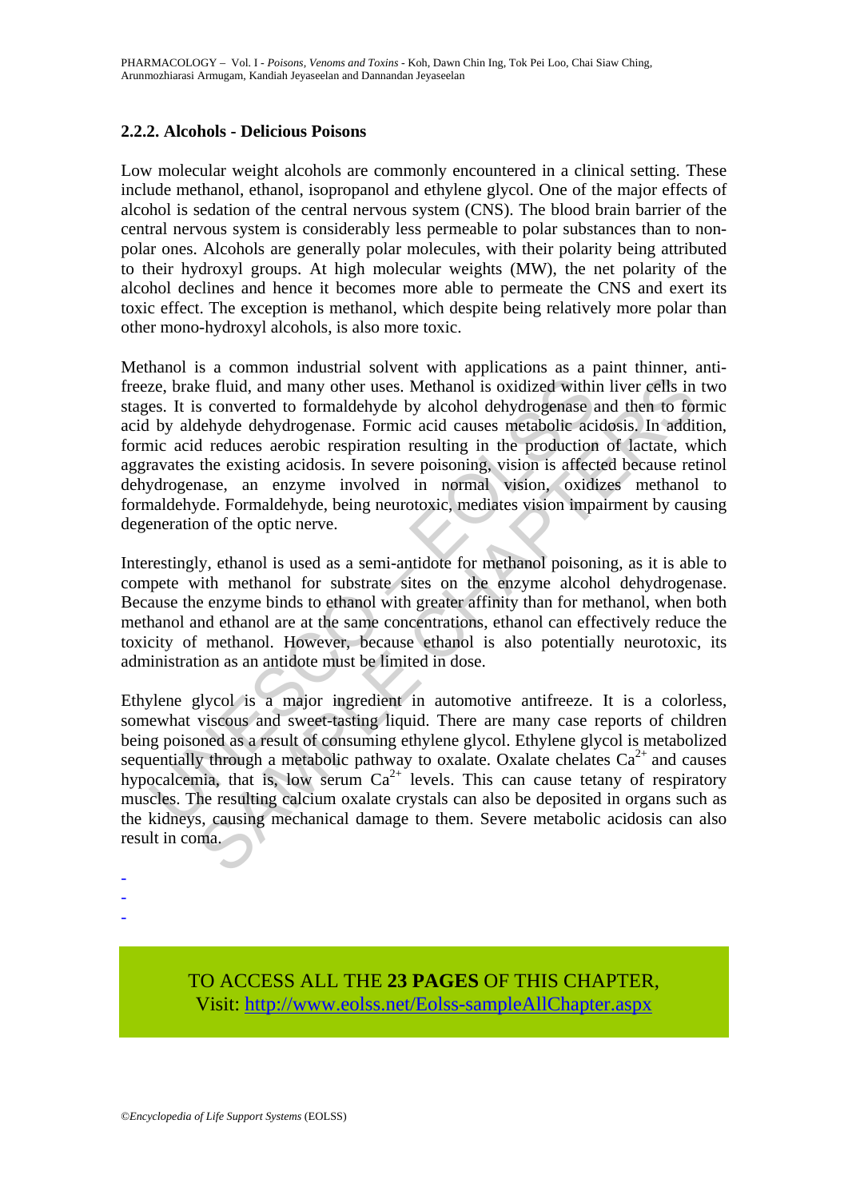### 2.2.2. Alcohols - Delicious Poisons

Low molecular weight alcohols are commonly encountered in a clinical setting. These include methanol, ethanol, isopropanol and ethylene glycol. One of the major effects of alcohol is sedation of the central nervous system (CNS). The blood brain barrier of the central nervous system is considerably less permeable to polar substances than to non-polar ones. Alcohols are generally polar molecules, with their polarity being attributed to their hydroxyl groups. At high molecular weights (MW), the net polarity of the alcohol declines and hence it becomes more able to permeate the CNS and exert its toxic effect. The exception is methanol, which despite being relatively more polar than other mono-hydroxyl alcohols, is also more toxic.

Methanol is a common industrial solvent with applications as a paint thinner, anti-freeze, brake fluid, and many other uses. Methanol is oxidized within liver cells in two stages. It is converted to formaldehyde by alcohol dehydrogenase and then to formic acid by aldehyde dehydrogenase. Formic acid causes metabolic acidosis. In addition, formic acid reduces aerobic respiration resulting in the production of lactate, which aggravates the existing acidosis. In severe poisoning, vision is affected because retinol dehydrogenase, an enzyme involved in normal vision, oxidizes methanol to formaldehyde. Formaldehyde, being neurotoxic, mediates vision impairment by causing degeneration of the optic nerve.

Interestingly, ethanol is used as a semi-antidote for methanol poisoning, as it is able to compete with methanol for substrate sites on the enzyme alcohol dehydrogenase. Because the enzyme binds to ethanol with greater affinity than for methanol, when both methanol and ethanol are at the same concentrations, ethanol can effectively reduce the toxicity of methanol. However, because ethanol is also potentially neurotoxic, its administration as an antidote must be limited in dose.

Ethylene glycol is a major ingredient in automotive antifreeze. It is a colorless, somewhat viscous and sweet-tasting liquid. There are many case reports of children being poisoned as a result of consuming ethylene glycol. Ethylene glycol is metabolized sequentially through a metabolic pathway to oxalate. Oxalate chelates $Ca^{2+}$ and causes hypocalcemia, that is, low serum $Ca^{2+}$ levels. This can cause tetany of respiratory muscles. The resulting calcium oxalate crystals can also be deposited in organs such as the kidneys, causing mechanical damage to them. Severe metabolic acidosis can also result in coma.

-
-
-

TO ACCESS ALL THE **23 PAGES** OF THIS CHAPTER,
Visit: http://www.eolss.net/Eolss-sampleAllChapter.aspx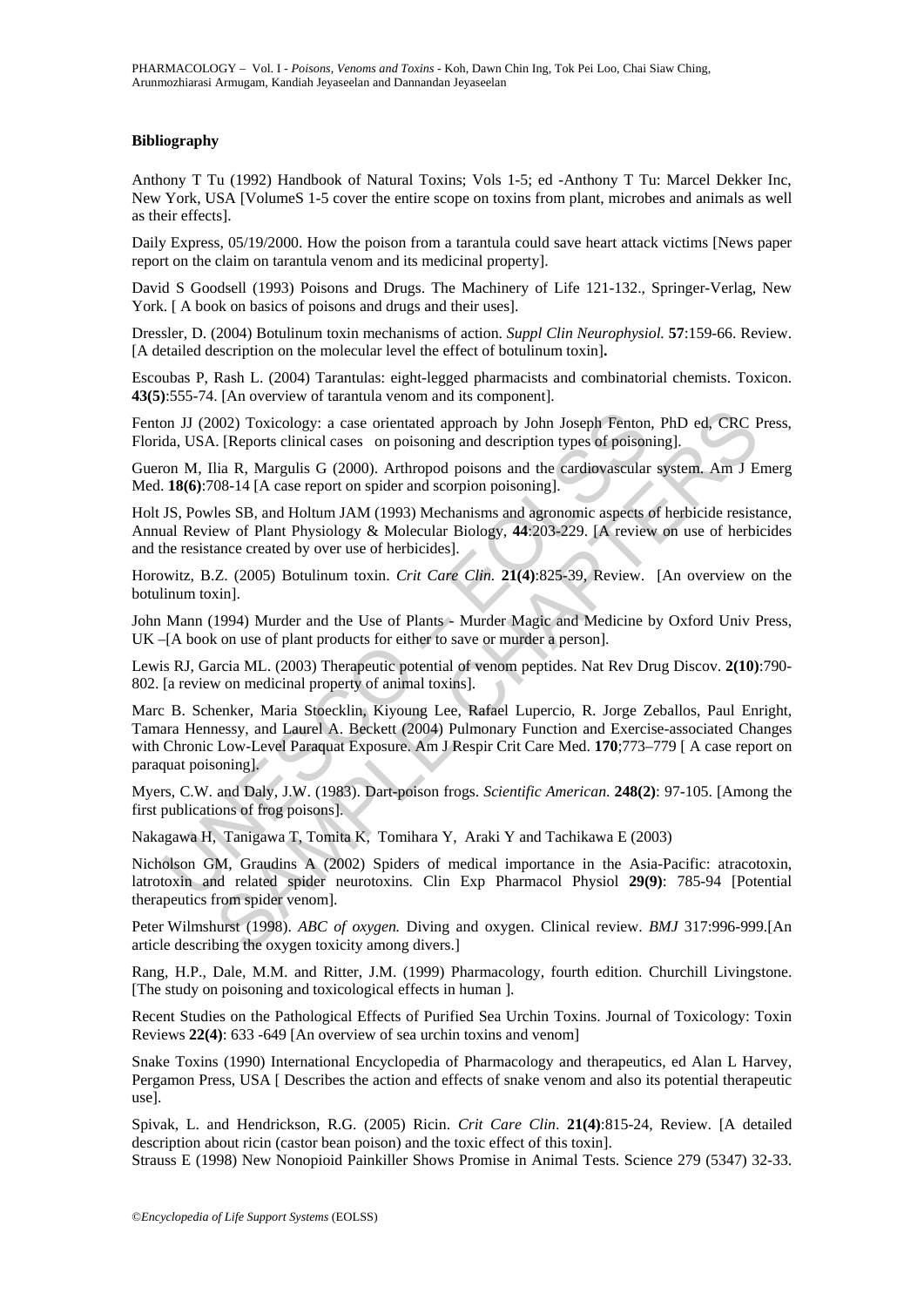### Bibliography

Anthony T Tu (1992) Handbook of Natural Toxins; Vols 1-5; ed -Anthony T Tu: Marcel Dekker Inc, New York, USA [VolumeS 1-5 cover the entire scope on toxins from plant, microbes and animals as well as their effects].

Daily Express, 05/19/2000. How the poison from a tarantula could save heart attack victims [News paper report on the claim on tarantula venom and its medicinal property].

David S Goodsell (1993) Poisons and Drugs. The Machinery of Life 121-132., Springer-Verlag, New York. [ A book on basics of poisons and drugs and their uses].

Dressler, D. (2004) Botulinum toxin mechanisms of action. *Suppl Clin Neurophysiol.* **57**:159-66. Review. [A detailed description on the molecular level the effect of botulinum toxin]**.**

Escoubas P, Rash L. (2004) Tarantulas: eight-legged pharmacists and combinatorial chemists. Toxicon. **43(5)**:555-74. [An overview of tarantula venom and its component].

Fenton JJ (2002) Toxicology: a case orientated approach by John Joseph Fenton, PhD ed, CRC Press, Florida, USA. [Reports clinical cases on poisoning and description types of poisoning].

Gueron M, Ilia R, Margulis G (2000). Arthropod poisons and the cardiovascular system. Am J Emerg Med. **18(6)**:708-14 [A case report on spider and scorpion poisoning].

Holt JS, Powles SB, and Holtum JAM (1993) Mechanisms and agronomic aspects of herbicide resistance, Annual Review of Plant Physiology & Molecular Biology, **44**:203-229. [A review on use of herbicides and the resistance created by over use of herbicides].

Horowitz, B.Z. (2005) Botulinum toxin. *Crit Care Clin.* **21(4)**:825-39, Review. [An overview on the botulinum toxin].

John Mann (1994) Murder and the Use of Plants - Murder Magic and Medicine by Oxford Univ Press, UK –[A book on use of plant products for either to save or murder a person].

Lewis RJ, Garcia ML. (2003) Therapeutic potential of venom peptides. Nat Rev Drug Discov. **2(10)**:790-802. [a review on medicinal property of animal toxins].

Marc B. Schenker, Maria Stoecklin, Kiyoung Lee, Rafael Lupercio, R. Jorge Zeballos, Paul Enright, Tamara Hennessy, and Laurel A. Beckett (2004) Pulmonary Function and Exercise-associated Changes with Chronic Low-Level Paraquat Exposure. Am J Respir Crit Care Med. **170**;773–779 [ A case report on paraquat poisoning].

Myers, C.W. and Daly, J.W. (1983). Dart-poison frogs. *Scientific American*. **248(2)**: 97-105. [Among the first publications of frog poisons].

Nakagawa H, Tanigawa T, Tomita K, Tomihara Y, Araki Y and Tachikawa E (2003)

Nicholson GM, Graudins A (2002) Spiders of medical importance in the Asia-Pacific: atracotoxin, latrotoxin and related spider neurotoxins. Clin Exp Pharmacol Physiol **29(9)**: 785-94 [Potential therapeutics from spider venom].

Peter Wilmshurst (1998). *ABC of oxygen.* Diving and oxygen. Clinical review. *BMJ* 317:996-999.[An article describing the oxygen toxicity among divers.]

Rang, H.P., Dale, M.M. and Ritter, J.M. (1999) Pharmacology, fourth edition. Churchill Livingstone. [The study on poisoning and toxicological effects in human ].

Recent Studies on the Pathological Effects of Purified Sea Urchin Toxins. Journal of Toxicology: Toxin Reviews **22(4)**: 633 -649 [An overview of sea urchin toxins and venom]

Snake Toxins (1990) International Encyclopedia of Pharmacology and therapeutics, ed Alan L Harvey, Pergamon Press, USA [ Describes the action and effects of snake venom and also its potential therapeutic use].

Spivak, L. and Hendrickson, R.G. (2005) Ricin. *Crit Care Clin*. **21(4)**:815-24, Review. [A detailed description about ricin (castor bean poison) and the toxic effect of this toxin].

Strauss E (1998) New Nonopioid Painkiller Shows Promise in Animal Tests. Science 279 (5347) 32-33.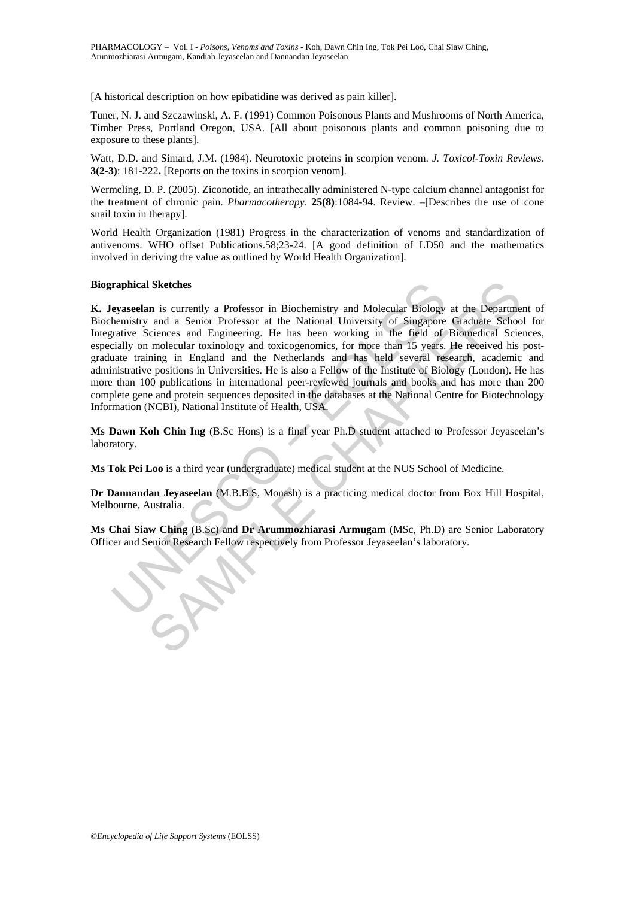[A historical description on how epibatidine was derived as pain killer].

Tuner, N. J. and Szczawinski, A. F. (1991) Common Poisonous Plants and Mushrooms of North America, Timber Press, Portland Oregon, USA. [All about poisonous plants and common poisoning due to exposure to these plants].

Watt, D.D. and Simard, J.M. (1984). Neurotoxic proteins in scorpion venom. *J. Toxicol-Toxin Reviews*. **3(2-3)**: 181-222**.** [Reports on the toxins in scorpion venom].

Wermeling, D. P. (2005). Ziconotide, an intrathecally administered N-type calcium channel antagonist for the treatment of chronic pain. *Pharmacotherapy*. **25(8)**:1084-94. Review. –[Describes the use of cone snail toxin in therapy].

World Health Organization (1981) Progress in the characterization of venoms and standardization of antivenoms. WHO offset Publications.58;23-24. [A good definition of LD50 and the mathematics involved in deriving the value as outlined by World Health Organization].

**Biographical Sketches**

**K. Jeyaseelan** is currently a Professor in Biochemistry and Molecular Biology at the Department of Biochemistry and a Senior Professor at the National University of Singapore Graduate School for Integrative Sciences and Engineering. He has been working in the field of Biomedical Sciences, especially on molecular toxinology and toxicogenomics, for more than 15 years. He received his post-graduate training in England and the Netherlands and has held several research, academic and administrative positions in Universities. He is also a Fellow of the Institute of Biology (London). He has more than 100 publications in international peer-reviewed journals and books and has more than 200 complete gene and protein sequences deposited in the databases at the National Centre for Biotechnology Information (NCBI), National Institute of Health, USA.

**Ms Dawn Koh Chin Ing** (B.Sc Hons) is a final year Ph.D student attached to Professor Jeyaseelan's laboratory.

**Ms Tok Pei Loo** is a third year (undergraduate) medical student at the NUS School of Medicine.

**Dr Dannandan Jeyaseelan** (M.B.B.S, Monash) is a practicing medical doctor from Box Hill Hospital, Melbourne, Australia.

**Ms Chai Siaw Ching** (B.Sc) and **Dr Arummozhiarasi Armugam** (MSc, Ph.D) are Senior Laboratory Officer and Senior Research Fellow respectively from Professor Jeyaseelan's laboratory.